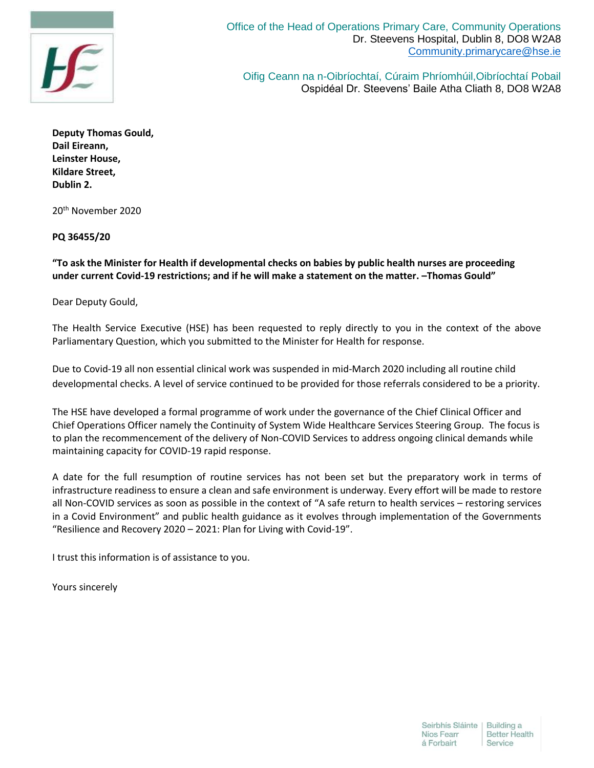Office of the Head of Operations Primary Care, Community Operations
Dr. Steevens Hospital, Dublin 8, DO8 W2A8
Community.primarycare@hse.ie

Oifig Ceann na n-Oibríochtaí, Cúraim Phríomhúil,Oibríochtaí Pobail
Ospidéal Dr. Steevens' Baile Atha Cliath 8, DO8 W2A8

**Deputy Thomas Gould,**
**Dail Eireann,**
**Leinster House,**
**Kildare Street,**
**Dublin 2.**

20th November 2020

**PQ 36455/20**

**"To ask the Minister for Health if developmental checks on babies by public health nurses are proceeding under current Covid-19 restrictions; and if he will make a statement on the matter. –Thomas Gould"**

Dear Deputy Gould,

The Health Service Executive (HSE) has been requested to reply directly to you in the context of the above Parliamentary Question, which you submitted to the Minister for Health for response.

Due to Covid-19 all non essential clinical work was suspended in mid-March 2020 including all routine child developmental checks. A level of service continued to be provided for those referrals considered to be a priority.

The HSE have developed a formal programme of work under the governance of the Chief Clinical Officer and Chief Operations Officer namely the Continuity of System Wide Healthcare Services Steering Group. The focus is to plan the recommencement of the delivery of Non-COVID Services to address ongoing clinical demands while maintaining capacity for COVID-19 rapid response.

A date for the full resumption of routine services has not been set but the preparatory work in terms of infrastructure readiness to ensure a clean and safe environment is underway. Every effort will be made to restore all Non-COVID services as soon as possible in the context of "A safe return to health services – restoring services in a Covid Environment" and public health guidance as it evolves through implementation of the Governments "Resilience and Recovery 2020 – 2021: Plan for Living with Covid-19".

I trust this information is of assistance to you.

Yours sincerely

Seirbhís Sláinte Níos Fearr á Forbairt | Building a Better Health Service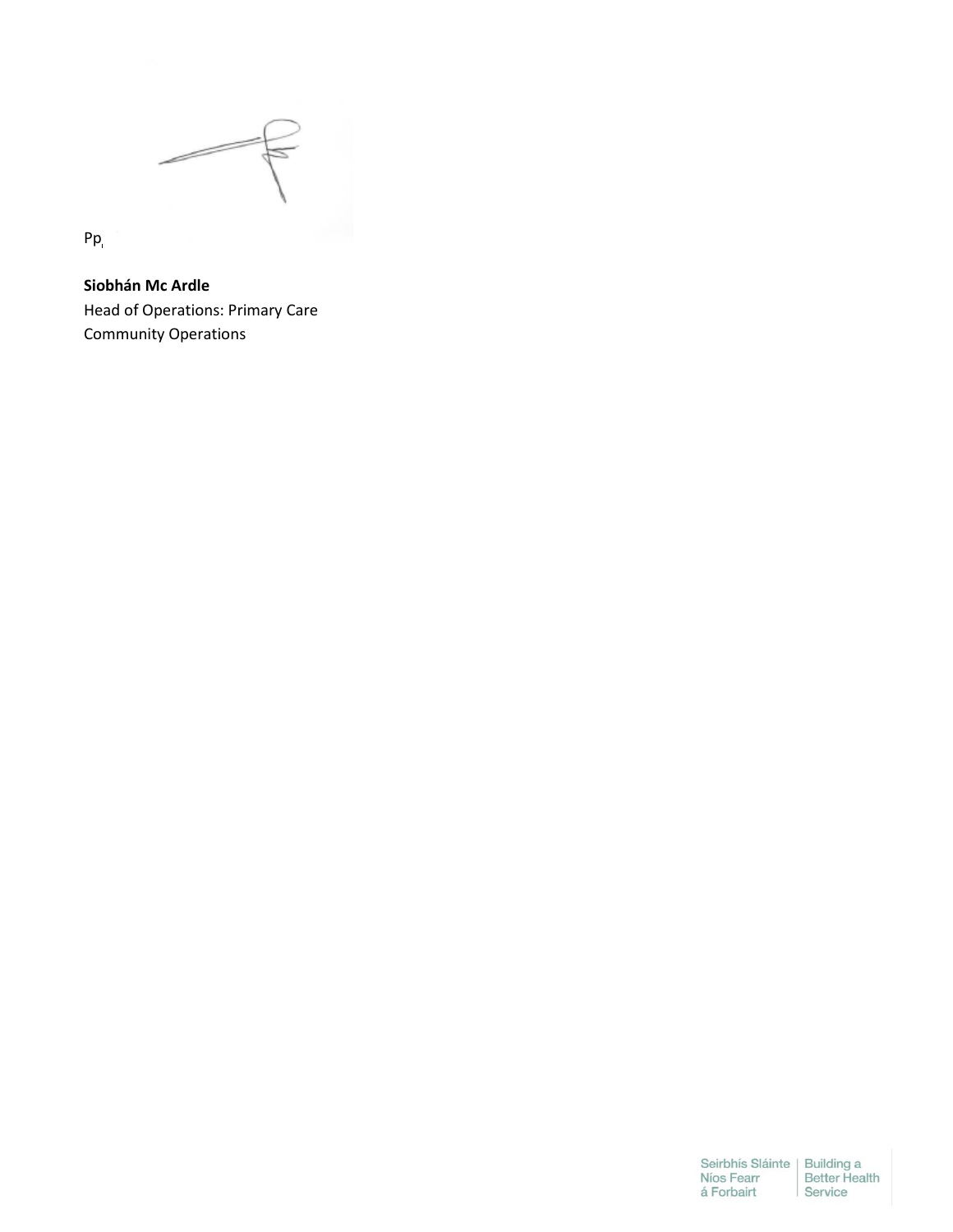Pp

**Siobhán Mc Ardle**
Head of Operations: Primary Care
Community Operations